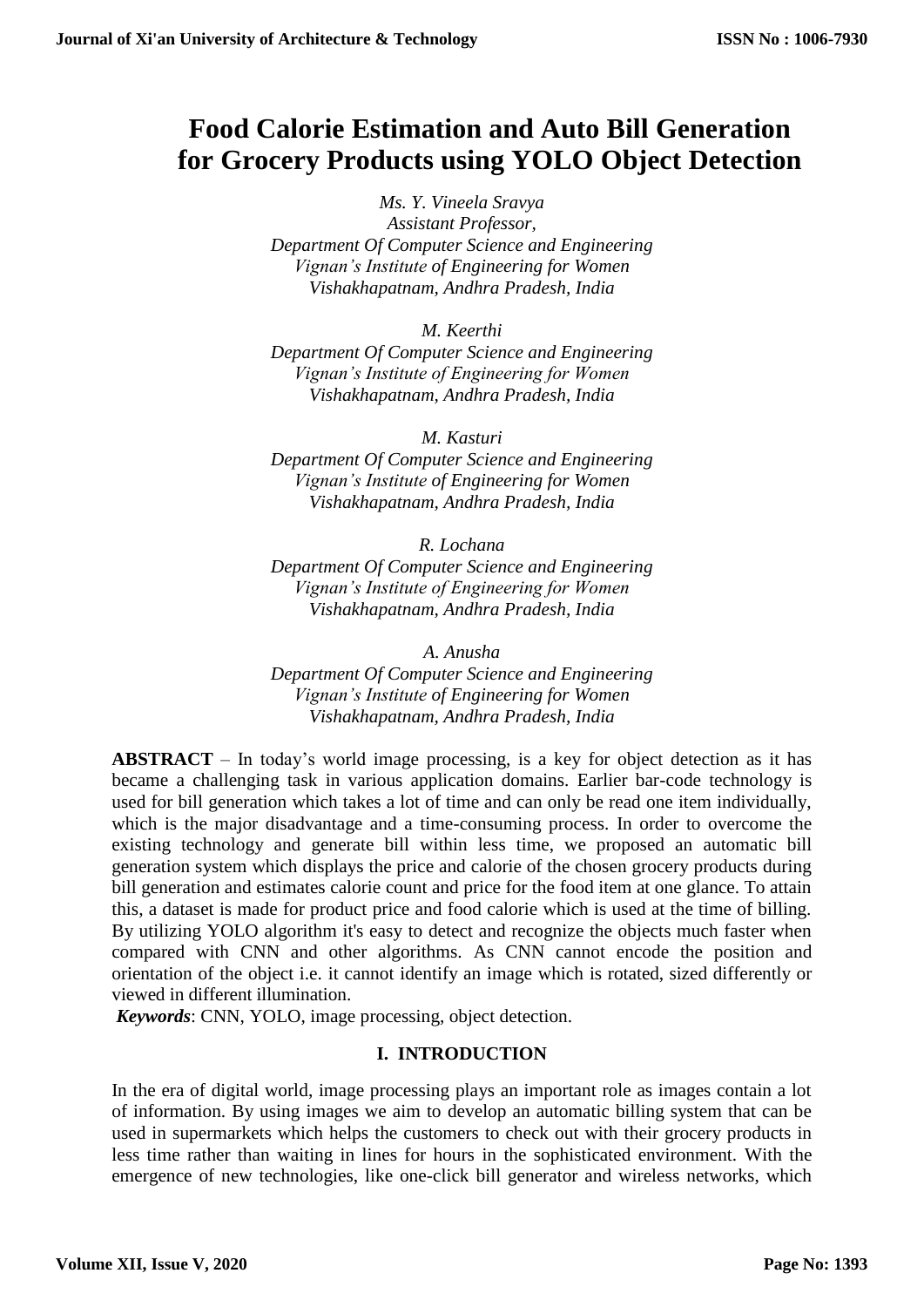# Food Calorie Estimation and Auto Bill Generation for Grocery Products using YOLO Object Detection

*Ms. Y. Vineela Sravya*
*Assistant Professor,*
*Department Of Computer Science and Engineering*
*Vignan's Institute of Engineering for Women*
*Vishakhapatnam, Andhra Pradesh, India*

*M. Keerthi*
*Department Of Computer Science and Engineering*
*Vignan's Institute of Engineering for Women*
*Vishakhapatnam, Andhra Pradesh, India*

*M. Kasturi*
*Department Of Computer Science and Engineering*
*Vignan's Institute of Engineering for Women*
*Vishakhapatnam, Andhra Pradesh, India*

*R. Lochana*
*Department Of Computer Science and Engineering*
*Vignan's Institute of Engineering for Women*
*Vishakhapatnam, Andhra Pradesh, India*

*A. Anusha*
*Department Of Computer Science and Engineering*
*Vignan's Institute of Engineering for Women*
*Vishakhapatnam, Andhra Pradesh, India*

**ABSTRACT** – In today's world image processing, is a key for object detection as it has became a challenging task in various application domains. Earlier bar-code technology is used for bill generation which takes a lot of time and can only be read one item individually, which is the major disadvantage and a time-consuming process. In order to overcome the existing technology and generate bill within less time, we proposed an automatic bill generation system which displays the price and calorie of the chosen grocery products during bill generation and estimates calorie count and price for the food item at one glance. To attain this, a dataset is made for product price and food calorie which is used at the time of billing. By utilizing YOLO algorithm it's easy to detect and recognize the objects much faster when compared with CNN and other algorithms. As CNN cannot encode the position and orientation of the object i.e. it cannot identify an image which is rotated, sized differently or viewed in different illumination.

***Keywords***: CNN, YOLO, image processing, object detection.

## I. INTRODUCTION

In the era of digital world, image processing plays an important role as images contain a lot of information. By using images we aim to develop an automatic billing system that can be used in supermarkets which helps the customers to check out with their grocery products in less time rather than waiting in lines for hours in the sophisticated environment. With the emergence of new technologies, like one-click bill generator and wireless networks, which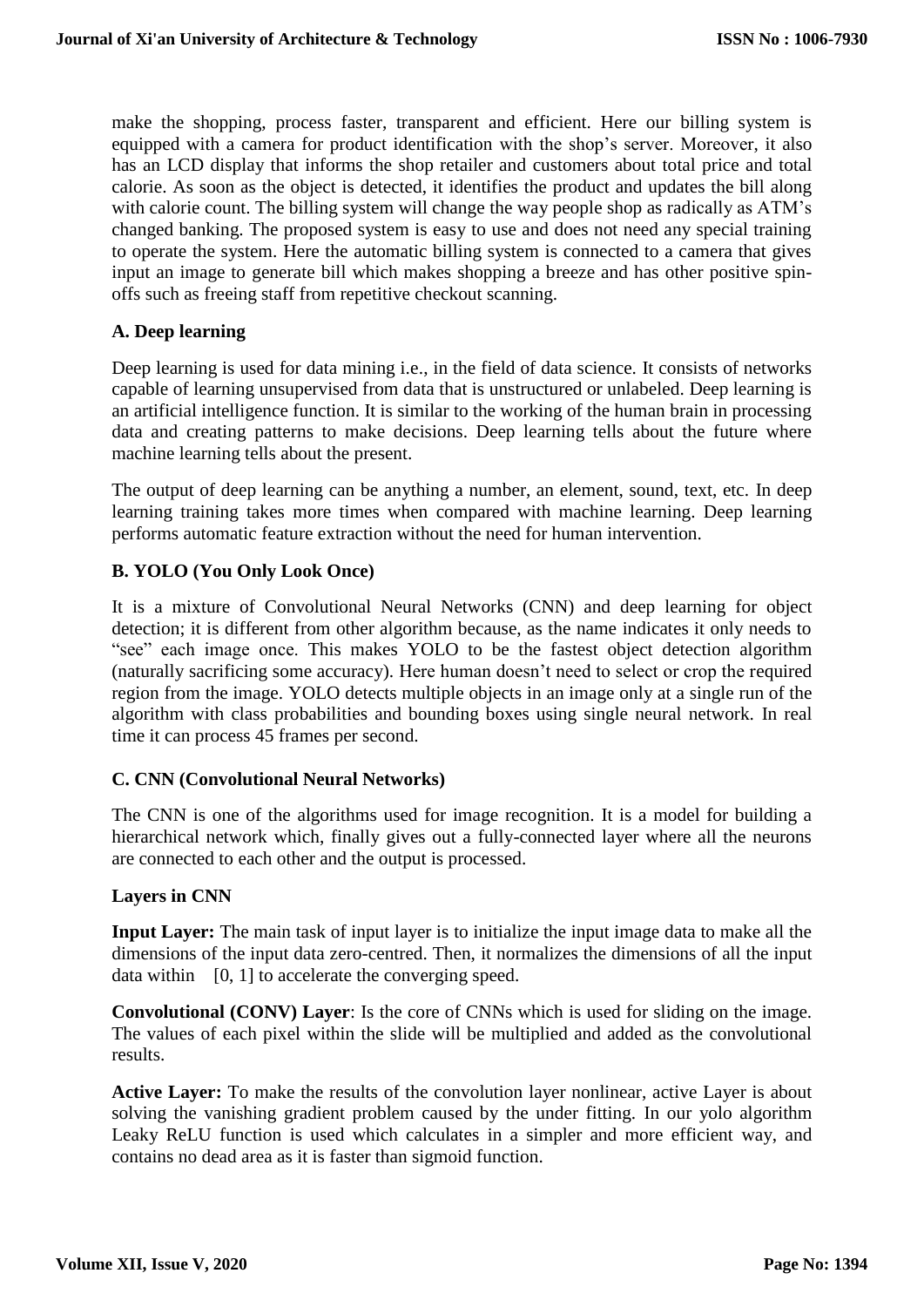make the shopping, process faster, transparent and efficient. Here our billing system is equipped with a camera for product identification with the shop's server. Moreover, it also has an LCD display that informs the shop retailer and customers about total price and total calorie. As soon as the object is detected, it identifies the product and updates the bill along with calorie count. The billing system will change the way people shop as radically as ATM's changed banking. The proposed system is easy to use and does not need any special training to operate the system. Here the automatic billing system is connected to a camera that gives input an image to generate bill which makes shopping a breeze and has other positive spin-offs such as freeing staff from repetitive checkout scanning.

### A. Deep learning

Deep learning is used for data mining i.e., in the field of data science. It consists of networks capable of learning unsupervised from data that is unstructured or unlabeled. Deep learning is an artificial intelligence function. It is similar to the working of the human brain in processing data and creating patterns to make decisions. Deep learning tells about the future where machine learning tells about the present.

The output of deep learning can be anything a number, an element, sound, text, etc. In deep learning training takes more times when compared with machine learning. Deep learning performs automatic feature extraction without the need for human intervention.

### B. YOLO (You Only Look Once)

It is a mixture of Convolutional Neural Networks (CNN) and deep learning for object detection; it is different from other algorithm because, as the name indicates it only needs to "see" each image once. This makes YOLO to be the fastest object detection algorithm (naturally sacrificing some accuracy). Here human doesn't need to select or crop the required region from the image. YOLO detects multiple objects in an image only at a single run of the algorithm with class probabilities and bounding boxes using single neural network. In real time it can process 45 frames per second.

### C. CNN (Convolutional Neural Networks)

The CNN is one of the algorithms used for image recognition. It is a model for building a hierarchical network which, finally gives out a fully-connected layer where all the neurons are connected to each other and the output is processed.

#### Layers in CNN

**Input Layer:** The main task of input layer is to initialize the input image data to make all the dimensions of the input data zero-centred. Then, it normalizes the dimensions of all the input data within [0, 1] to accelerate the converging speed.

**Convolutional (CONV) Layer**: Is the core of CNNs which is used for sliding on the image. The values of each pixel within the slide will be multiplied and added as the convolutional results.

**Active Layer:** To make the results of the convolution layer nonlinear, active Layer is about solving the vanishing gradient problem caused by the under fitting. In our yolo algorithm Leaky ReLU function is used which calculates in a simpler and more efficient way, and contains no dead area as it is faster than sigmoid function.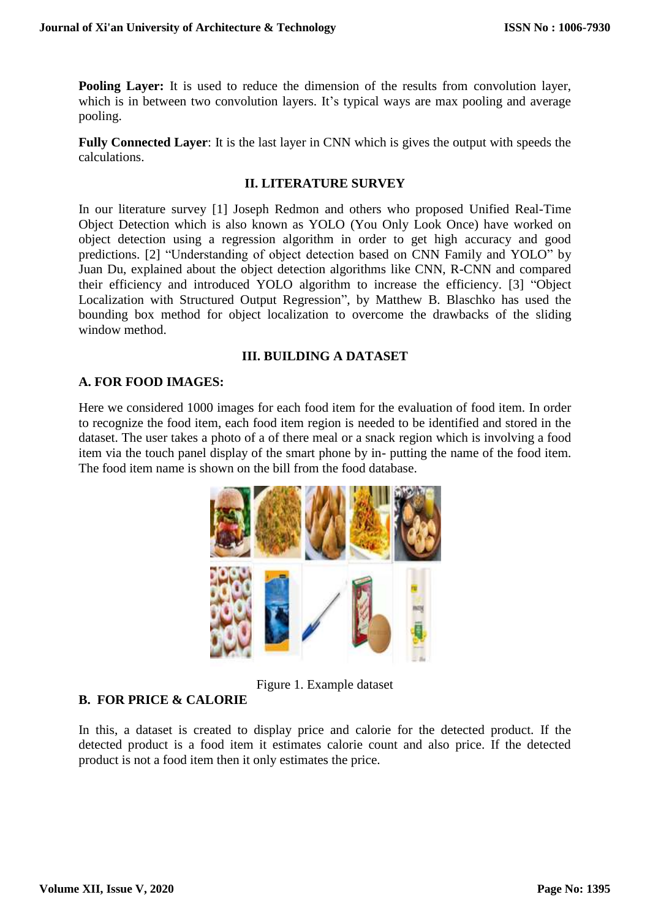**Pooling Layer:** It is used to reduce the dimension of the results from convolution layer, which is in between two convolution layers. It's typical ways are max pooling and average pooling.

**Fully Connected Layer**: It is the last layer in CNN which is gives the output with speeds the calculations.

## II. LITERATURE SURVEY

In our literature survey [1] Joseph Redmon and others who proposed Unified Real-Time Object Detection which is also known as YOLO (You Only Look Once) have worked on object detection using a regression algorithm in order to get high accuracy and good predictions. [2] "Understanding of object detection based on CNN Family and YOLO" by Juan Du, explained about the object detection algorithms like CNN, R-CNN and compared their efficiency and introduced YOLO algorithm to increase the efficiency. [3] "Object Localization with Structured Output Regression", by Matthew B. Blaschko has used the bounding box method for object localization to overcome the drawbacks of the sliding window method.

## III. BUILDING A DATASET

### A. FOR FOOD IMAGES:

Here we considered 1000 images for each food item for the evaluation of food item. In order to recognize the food item, each food item region is needed to be identified and stored in the dataset. The user takes a photo of a of there meal or a snack region which is involving a food item via the touch panel display of the smart phone by in- putting the name of the food item. The food item name is shown on the bill from the food database.

Figure 1. Example dataset

### B. FOR PRICE & CALORIE

In this, a dataset is created to display price and calorie for the detected product. If the detected product is a food item it estimates calorie count and also price. If the detected product is not a food item then it only estimates the price.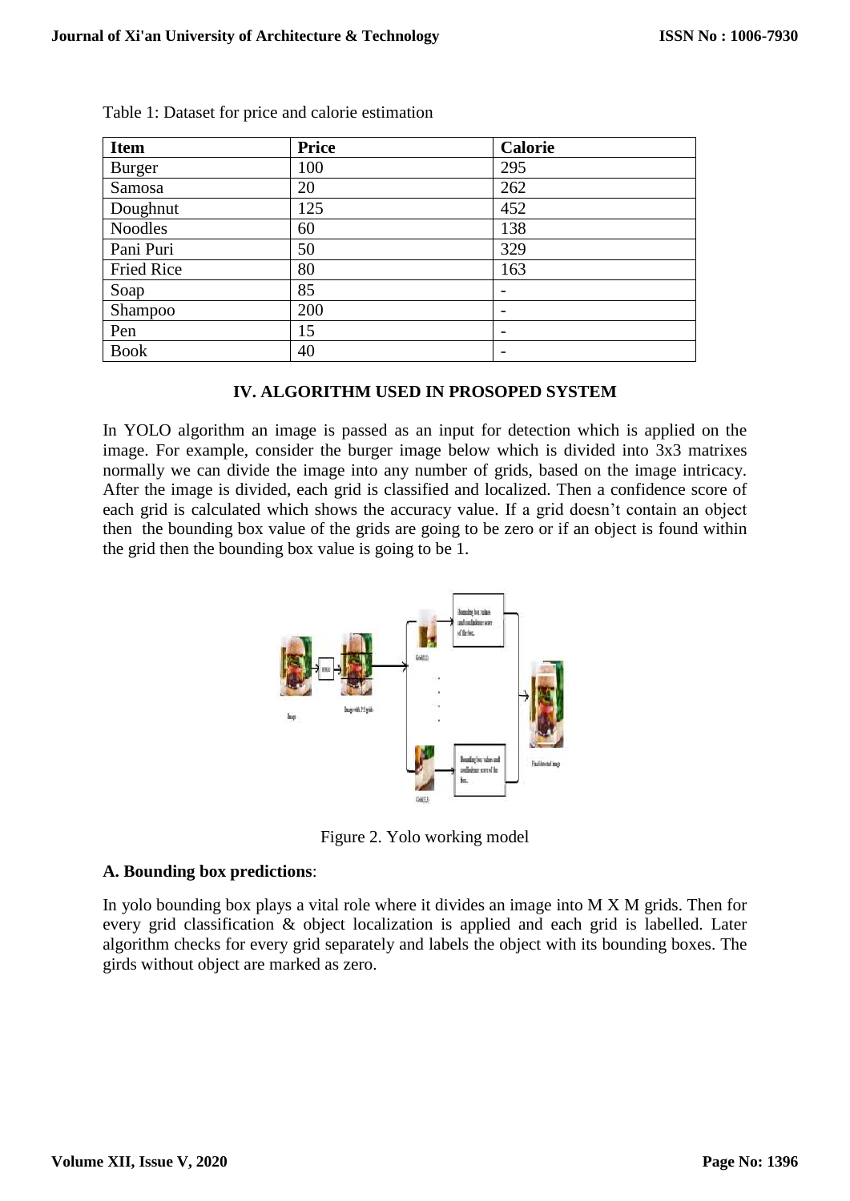Table 1: Dataset for price and calorie estimation

| Item | Price | Calorie |
|---|---|---|
| Burger | 100 | 295 |
| Samosa | 20 | 262 |
| Doughnut | 125 | 452 |
| Noodles | 60 | 138 |
| Pani Puri | 50 | 329 |
| Fried Rice | 80 | 163 |
| Soap | 85 | - |
| Shampoo | 200 | - |
| Pen | 15 | - |
| Book | 40 | - |

## IV. ALGORITHM USED IN PROSOPED SYSTEM

In YOLO algorithm an image is passed as an input for detection which is applied on the image. For example, consider the burger image below which is divided into 3x3 matrixes normally we can divide the image into any number of grids, based on the image intricacy. After the image is divided, each grid is classified and localized. Then a confidence score of each grid is calculated which shows the accuracy value. If a grid doesn't contain an object then the bounding box value of the grids are going to be zero or if an object is found within the grid then the bounding box value is going to be 1.

Figure 2. Yolo working model

### A. Bounding box predictions:

In yolo bounding box plays a vital role where it divides an image into M X M grids. Then for every grid classification & object localization is applied and each grid is labelled. Later algorithm checks for every grid separately and labels the object with its bounding boxes. The girds without object are marked as zero.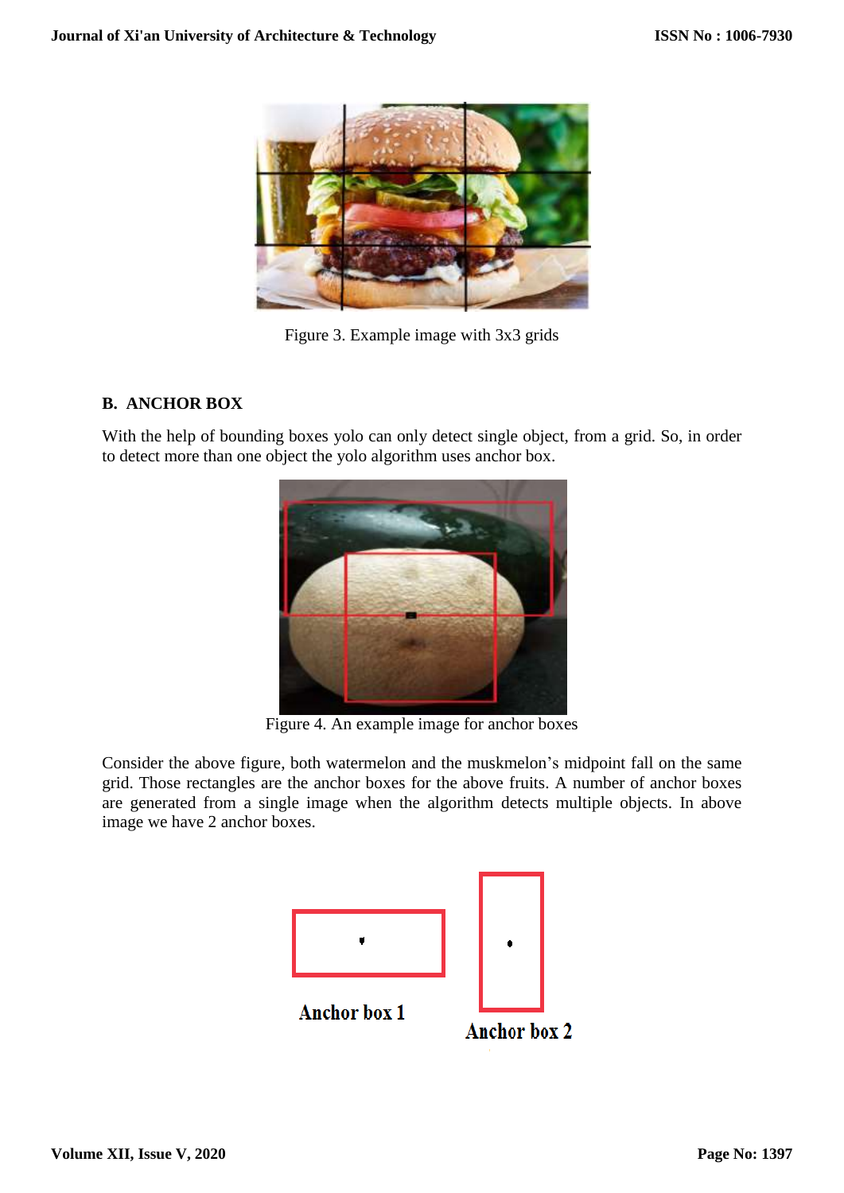Figure 3. Example image with 3x3 grids

### B. ANCHOR BOX

With the help of bounding boxes yolo can only detect single object, from a grid. So, in order to detect more than one object the yolo algorithm uses anchor box.

Figure 4. An example image for anchor boxes

Consider the above figure, both watermelon and the muskmelon's midpoint fall on the same grid. Those rectangles are the anchor boxes for the above fruits. A number of anchor boxes are generated from a single image when the algorithm detects multiple objects. In above image we have 2 anchor boxes.

Anchor box 1

Anchor box 2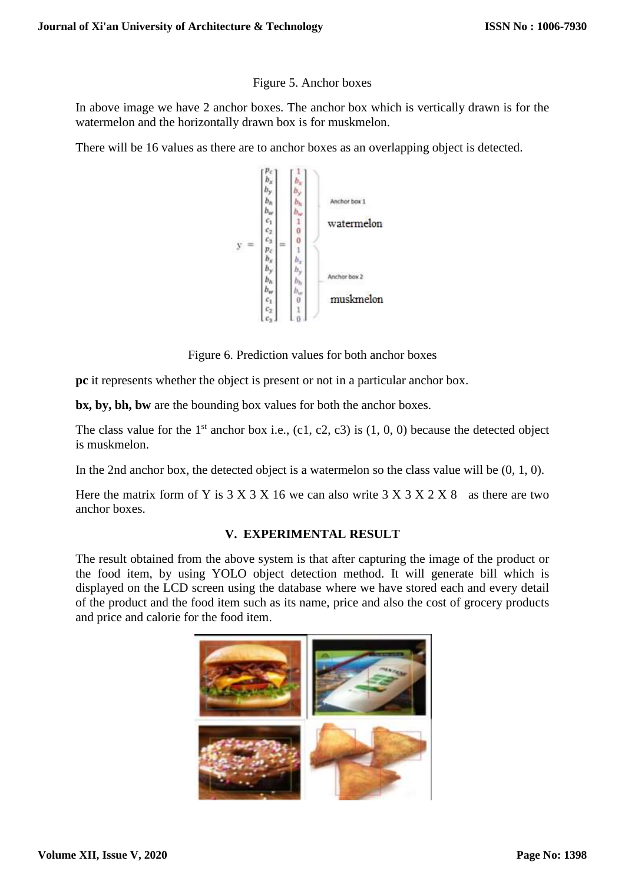Figure 5. Anchor boxes

In above image we have 2 anchor boxes. The anchor box which is vertically drawn is for the watermelon and the horizontally drawn box is for muskmelon.

There will be 16 values as there are to anchor boxes as an overlapping object is detected.

$$
y = \begin{bmatrix} p_c \\ b_x \\ b_y \\ b_h \\ b_w \\ c_1 \\ c_2 \\ c_3 \\ p_c \\ b_x \\ b_y \\ b_h \\ b_w \\ c_1 \\ c_2 \\ c_3 \end{bmatrix} = \begin{bmatrix} 1 \\ b_x \\ b_y \\ b_h \\ b_w \\ 1 \\ 0 \\ 0 \\ 1 \\ b_x \\ b_y \\ b_h \\ b_w \\ 0 \\ 1 \\ 0 \end{bmatrix}
$$

Anchor box 1 — watermelon

Anchor box 2 — muskmelon

Figure 6. Prediction values for both anchor boxes

**pc** it represents whether the object is present or not in a particular anchor box.

**bx, by, bh, bw** are the bounding box values for both the anchor boxes.

The class value for the 1st anchor box i.e., (c1, c2, c3) is (1, 0, 0) because the detected object is muskmelon.

In the 2nd anchor box, the detected object is a watermelon so the class value will be (0, 1, 0).

Here the matrix form of Y is 3 X 3 X 16 we can also write 3 X 3 X 2 X 8 as there are two anchor boxes.

## V. EXPERIMENTAL RESULT

The result obtained from the above system is that after capturing the image of the product or the food item, by using YOLO object detection method. It will generate bill which is displayed on the LCD screen using the database where we have stored each and every detail of the product and the food item such as its name, price and also the cost of grocery products and price and calorie for the food item.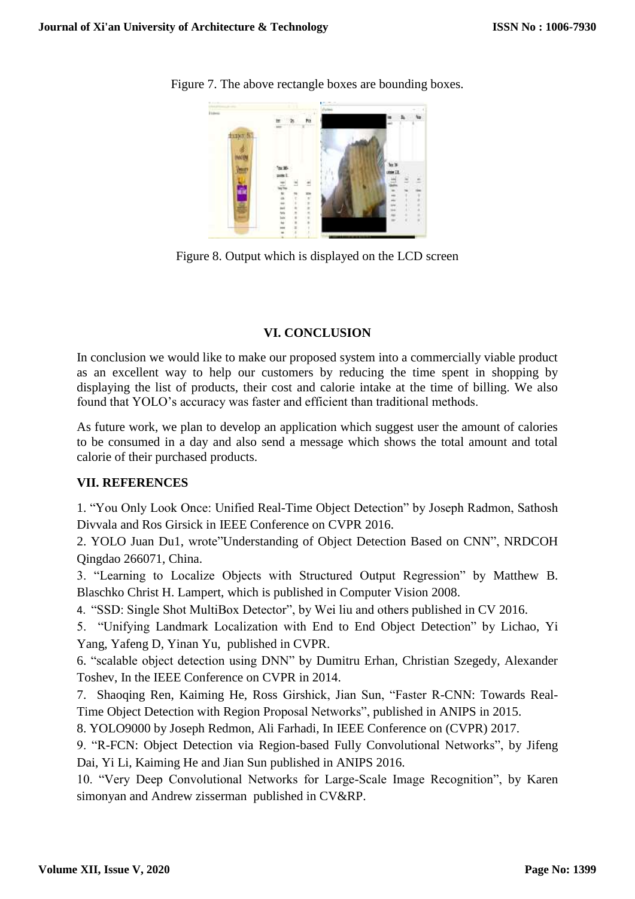Figure 7. The above rectangle boxes are bounding boxes.

Figure 8. Output which is displayed on the LCD screen

## VI. CONCLUSION

In conclusion we would like to make our proposed system into a commercially viable product as an excellent way to help our customers by reducing the time spent in shopping by displaying the list of products, their cost and calorie intake at the time of billing. We also found that YOLO's accuracy was faster and efficient than traditional methods.

As future work, we plan to develop an application which suggest user the amount of calories to be consumed in a day and also send a message which shows the total amount and total calorie of their purchased products.

## VII. REFERENCES

1. "You Only Look Once: Unified Real-Time Object Detection" by Joseph Radmon, Sathosh Divvala and Ros Girsick in IEEE Conference on CVPR 2016.
2. YOLO Juan Du1, wrote"Understanding of Object Detection Based on CNN", NRDCOH Qingdao 266071, China.
3. "Learning to Localize Objects with Structured Output Regression" by Matthew B. Blaschko Christ H. Lampert, which is published in Computer Vision 2008.
4. "SSD: Single Shot MultiBox Detector", by Wei liu and others published in CV 2016.
5. "Unifying Landmark Localization with End to End Object Detection" by Lichao, Yi Yang, Yafeng D, Yinan Yu, published in CVPR.
6. "scalable object detection using DNN" by Dumitru Erhan, Christian Szegedy, Alexander Toshev, In the IEEE Conference on CVPR in 2014.
7. Shaoqing Ren, Kaiming He, Ross Girshick, Jian Sun, "Faster R-CNN: Towards Real-Time Object Detection with Region Proposal Networks", published in ANIPS in 2015.
8. YOLO9000 by Joseph Redmon, Ali Farhadi, In IEEE Conference on (CVPR) 2017.
9. "R-FCN: Object Detection via Region-based Fully Convolutional Networks", by Jifeng Dai, Yi Li, Kaiming He and Jian Sun published in ANIPS 2016.
10. "Very Deep Convolutional Networks for Large-Scale Image Recognition", by Karen simonyan and Andrew zisserman published in CV&RP.